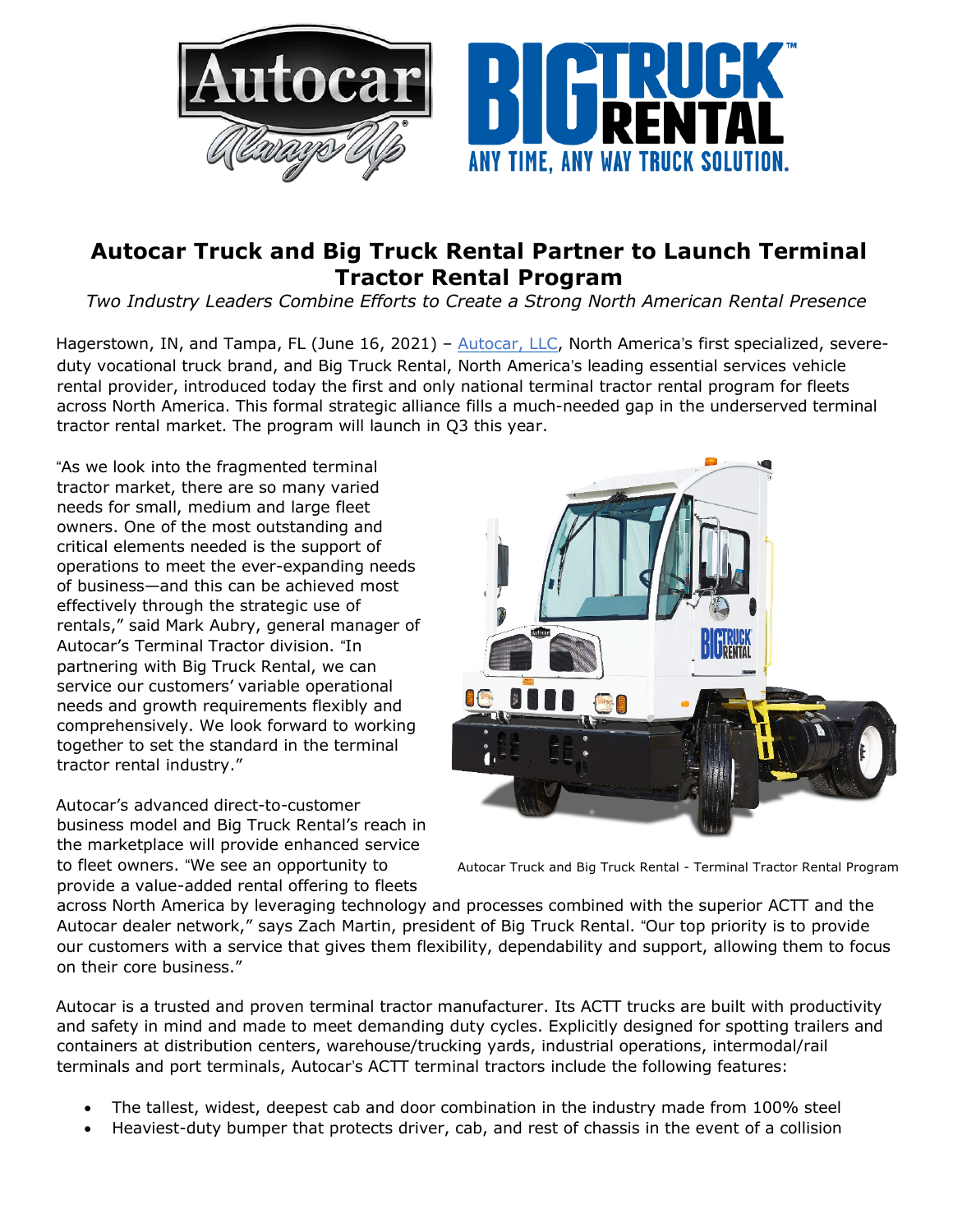# Autocar Truck and Big Truck Rental Partner to Launch Terminal Tractor Rental Program

*Two Industry Leaders Combine Efforts to Create a Strong North American Rental Presence*

Hagerstown, IN, and Tampa, FL (June 16, 2021) – [Autocar, LLC](), North America's first specialized, severe-duty vocational truck brand, and Big Truck Rental, North America's leading essential services vehicle rental provider, introduced today the first and only national terminal tractor rental program for fleets across North America. This formal strategic alliance fills a much-needed gap in the underserved terminal tractor rental market. The program will launch in Q3 this year.

"As we look into the fragmented terminal tractor market, there are so many varied needs for small, medium and large fleet owners. One of the most outstanding and critical elements needed is the support of operations to meet the ever-expanding needs of business—and this can be achieved most effectively through the strategic use of rentals," said Mark Aubry, general manager of Autocar's Terminal Tractor division. "In partnering with Big Truck Rental, we can service our customers' variable operational needs and growth requirements flexibly and comprehensively. We look forward to working together to set the standard in the terminal tractor rental industry."

Autocar Truck and Big Truck Rental - Terminal Tractor Rental Program

Autocar's advanced direct-to-customer business model and Big Truck Rental's reach in the marketplace will provide enhanced service to fleet owners. "We see an opportunity to provide a value-added rental offering to fleets across North America by leveraging technology and processes combined with the superior ACTT and the Autocar dealer network," says Zach Martin, president of Big Truck Rental. "Our top priority is to provide our customers with a service that gives them flexibility, dependability and support, allowing them to focus on their core business."

Autocar is a trusted and proven terminal tractor manufacturer. Its ACTT trucks are built with productivity and safety in mind and made to meet demanding duty cycles. Explicitly designed for spotting trailers and containers at distribution centers, warehouse/trucking yards, industrial operations, intermodal/rail terminals and port terminals, Autocar's ACTT terminal tractors include the following features:

- The tallest, widest, deepest cab and door combination in the industry made from 100% steel
- Heaviest-duty bumper that protects driver, cab, and rest of chassis in the event of a collision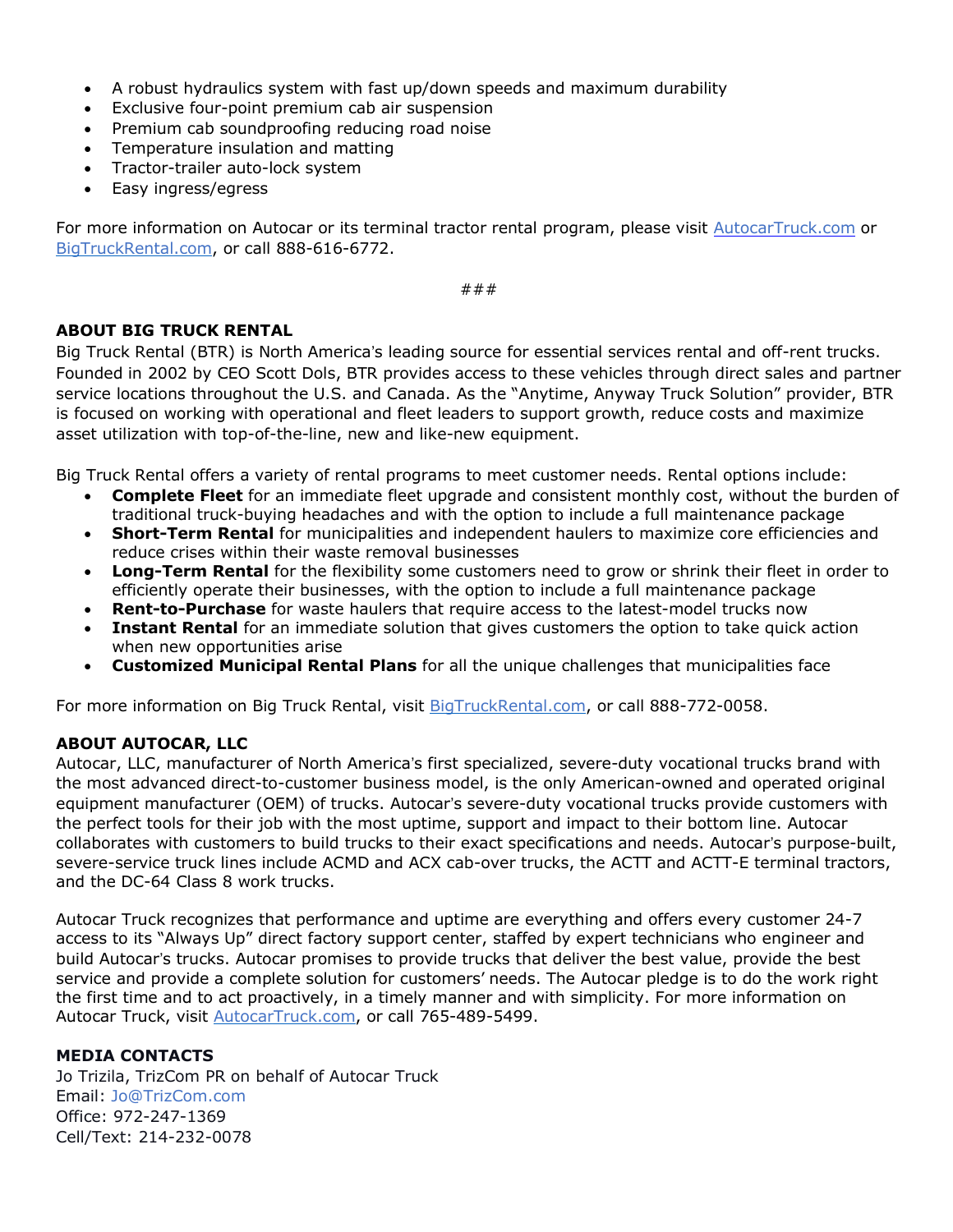- A robust hydraulics system with fast up/down speeds and maximum durability
- Exclusive four-point premium cab air suspension
- Premium cab soundproofing reducing road noise
- Temperature insulation and matting
- Tractor-trailer auto-lock system
- Easy ingress/egress

For more information on Autocar or its terminal tractor rental program, please visit [AutocarTruck.com](AutocarTruck.com) or [BigTruckRental.com](BigTruckRental.com), or call 888-616-6772.

###

**ABOUT BIG TRUCK RENTAL**

Big Truck Rental (BTR) is North America's leading source for essential services rental and off-rent trucks. Founded in 2002 by CEO Scott Dols, BTR provides access to these vehicles through direct sales and partner service locations throughout the U.S. and Canada. As the "Anytime, Anyway Truck Solution" provider, BTR is focused on working with operational and fleet leaders to support growth, reduce costs and maximize asset utilization with top-of-the-line, new and like-new equipment.

Big Truck Rental offers a variety of rental programs to meet customer needs. Rental options include:

- **Complete Fleet** for an immediate fleet upgrade and consistent monthly cost, without the burden of traditional truck-buying headaches and with the option to include a full maintenance package
- **Short-Term Rental** for municipalities and independent haulers to maximize core efficiencies and reduce crises within their waste removal businesses
- **Long-Term Rental** for the flexibility some customers need to grow or shrink their fleet in order to efficiently operate their businesses, with the option to include a full maintenance package
- **Rent-to-Purchase** for waste haulers that require access to the latest-model trucks now
- **Instant Rental** for an immediate solution that gives customers the option to take quick action when new opportunities arise
- **Customized Municipal Rental Plans** for all the unique challenges that municipalities face

For more information on Big Truck Rental, visit [BigTruckRental.com](BigTruckRental.com), or call 888-772-0058.

**ABOUT AUTOCAR, LLC**

Autocar, LLC, manufacturer of North America's first specialized, severe-duty vocational trucks brand with the most advanced direct-to-customer business model, is the only American-owned and operated original equipment manufacturer (OEM) of trucks. Autocar's severe-duty vocational trucks provide customers with the perfect tools for their job with the most uptime, support and impact to their bottom line. Autocar collaborates with customers to build trucks to their exact specifications and needs. Autocar's purpose-built, severe-service truck lines include ACMD and ACX cab-over trucks, the ACTT and ACTT-E terminal tractors, and the DC-64 Class 8 work trucks.

Autocar Truck recognizes that performance and uptime are everything and offers every customer 24-7 access to its "Always Up" direct factory support center, staffed by expert technicians who engineer and build Autocar's trucks. Autocar promises to provide trucks that deliver the best value, provide the best service and provide a complete solution for customers' needs. The Autocar pledge is to do the work right the first time and to act proactively, in a timely manner and with simplicity. For more information on Autocar Truck, visit [AutocarTruck.com](AutocarTruck.com), or call 765-489-5499.

**MEDIA CONTACTS**

Jo Trizila, TrizCom PR on behalf of Autocar Truck
Email: Jo@TrizCom.com
Office: 972-247-1369
Cell/Text: 214-232-0078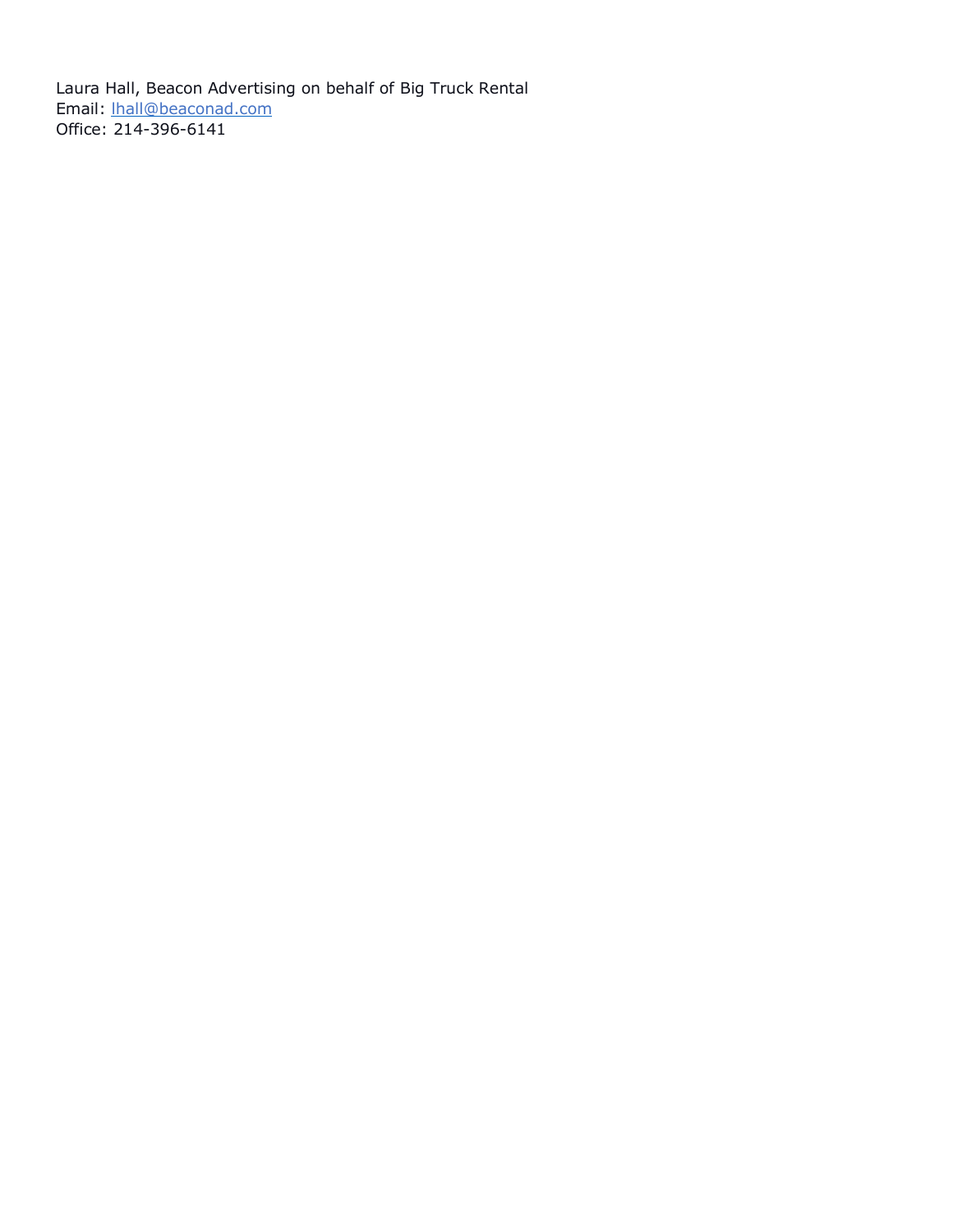Laura Hall, Beacon Advertising on behalf of Big Truck Rental
Email: [lhall@beaconad.com](mailto:lhall@beaconad.com)
Office: 214-396-6141